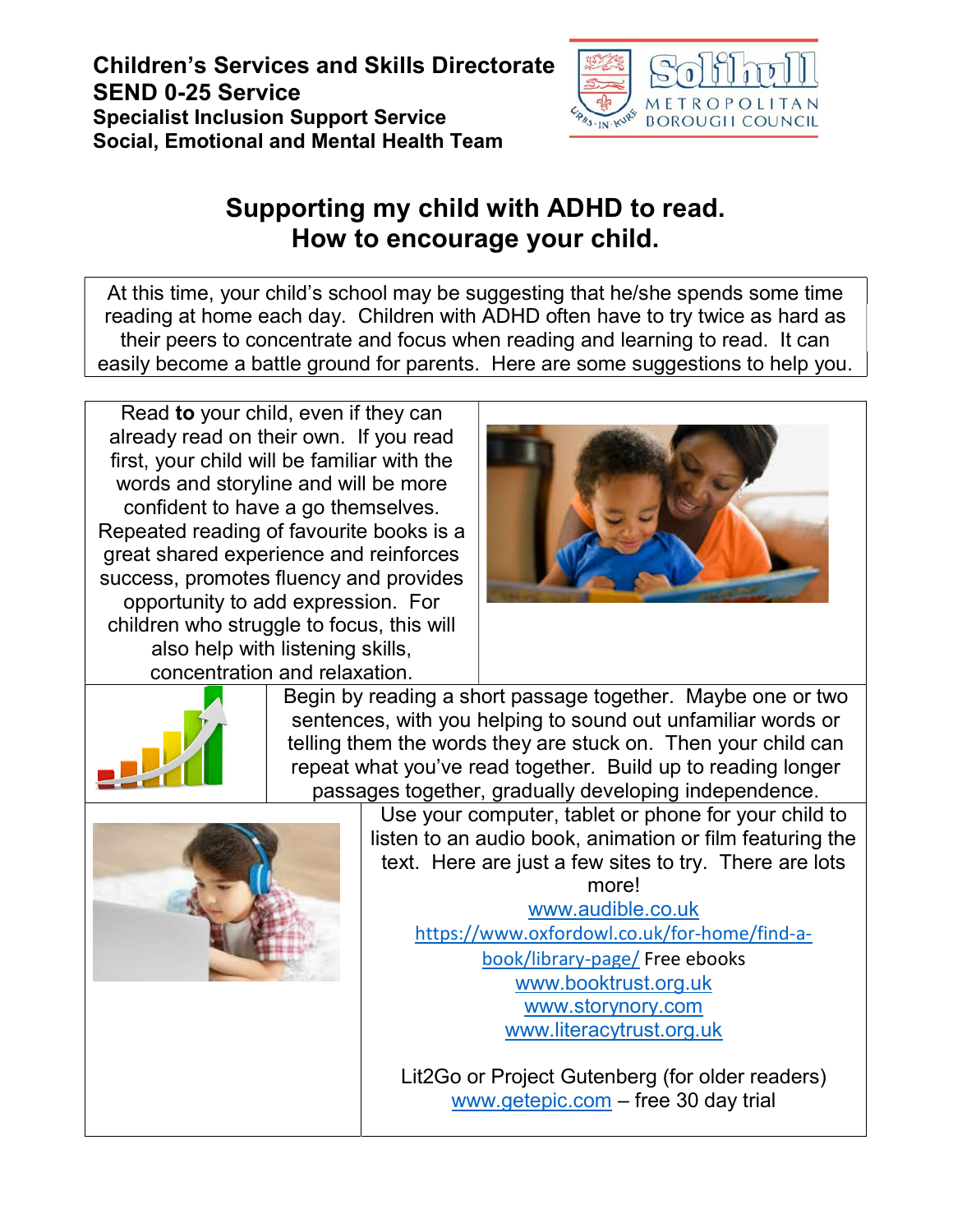**Children's Services and Skills Directorate**
**SEND 0-25 Service**
**Specialist Inclusion Support Service**
**Social, Emotional and Mental Health Team**

# Supporting my child with ADHD to read. How to encourage your child.

At this time, your child's school may be suggesting that he/she spends some time reading at home each day. Children with ADHD often have to try twice as hard as their peers to concentrate and focus when reading and learning to read. It can easily become a battle ground for parents. Here are some suggestions to help you.

Read **to** your child, even if they can already read on their own. If you read first, your child will be familiar with the words and storyline and will be more confident to have a go themselves. Repeated reading of favourite books is a great shared experience and reinforces success, promotes fluency and provides opportunity to add expression. For children who struggle to focus, this will also help with listening skills, concentration and relaxation.

Begin by reading a short passage together. Maybe one or two sentences, with you helping to sound out unfamiliar words or telling them the words they are stuck on. Then your child can repeat what you've read together. Build up to reading longer passages together, gradually developing independence.

Use your computer, tablet or phone for your child to listen to an audio book, animation or film featuring the text. Here are just a few sites to try. There are lots more!

www.audible.co.uk
https://www.oxfordowl.co.uk/for-home/find-a-book/library-page/ Free ebooks
www.booktrust.org.uk
www.storynory.com
www.literacytrust.org.uk

Lit2Go or Project Gutenberg (for older readers)
www.getepic.com – free 30 day trial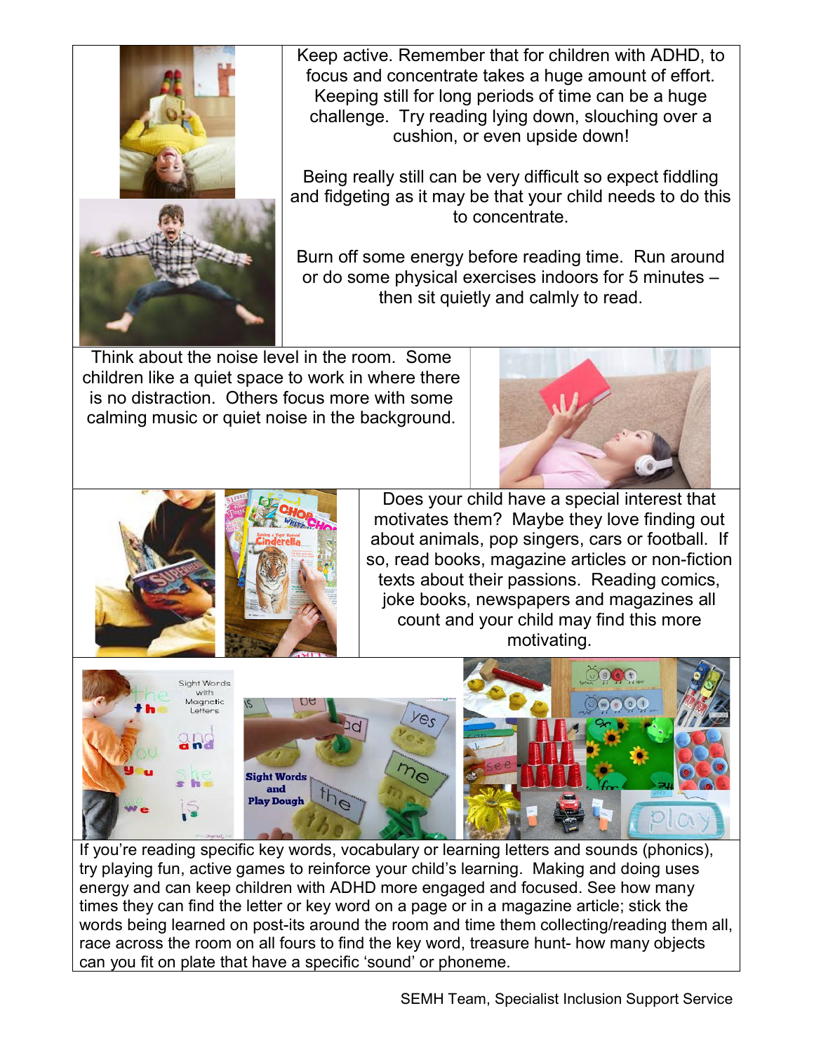Keep active. Remember that for children with ADHD, to focus and concentrate takes a huge amount of effort. Keeping still for long periods of time can be a huge challenge. Try reading lying down, slouching over a cushion, or even upside down!

Being really still can be very difficult so expect fiddling and fidgeting as it may be that your child needs to do this to concentrate.

Burn off some energy before reading time. Run around or do some physical exercises indoors for 5 minutes – then sit quietly and calmly to read.

Think about the noise level in the room. Some children like a quiet space to work in where there is no distraction. Others focus more with some calming music or quiet noise in the background.

Does your child have a special interest that motivates them? Maybe they love finding out about animals, pop singers, cars or football. If so, read books, magazine articles or non-fiction texts about their passions. Reading comics, joke books, newspapers and magazines all count and your child may find this more motivating.

If you're reading specific key words, vocabulary or learning letters and sounds (phonics), try playing fun, active games to reinforce your child's learning. Making and doing uses energy and can keep children with ADHD more engaged and focused. See how many times they can find the letter or key word on a page or in a magazine article; stick the words being learned on post-its around the room and time them collecting/reading them all, race across the room on all fours to find the key word, treasure hunt- how many objects can you fit on plate that have a specific 'sound' or phoneme.

SEMH Team, Specialist Inclusion Support Service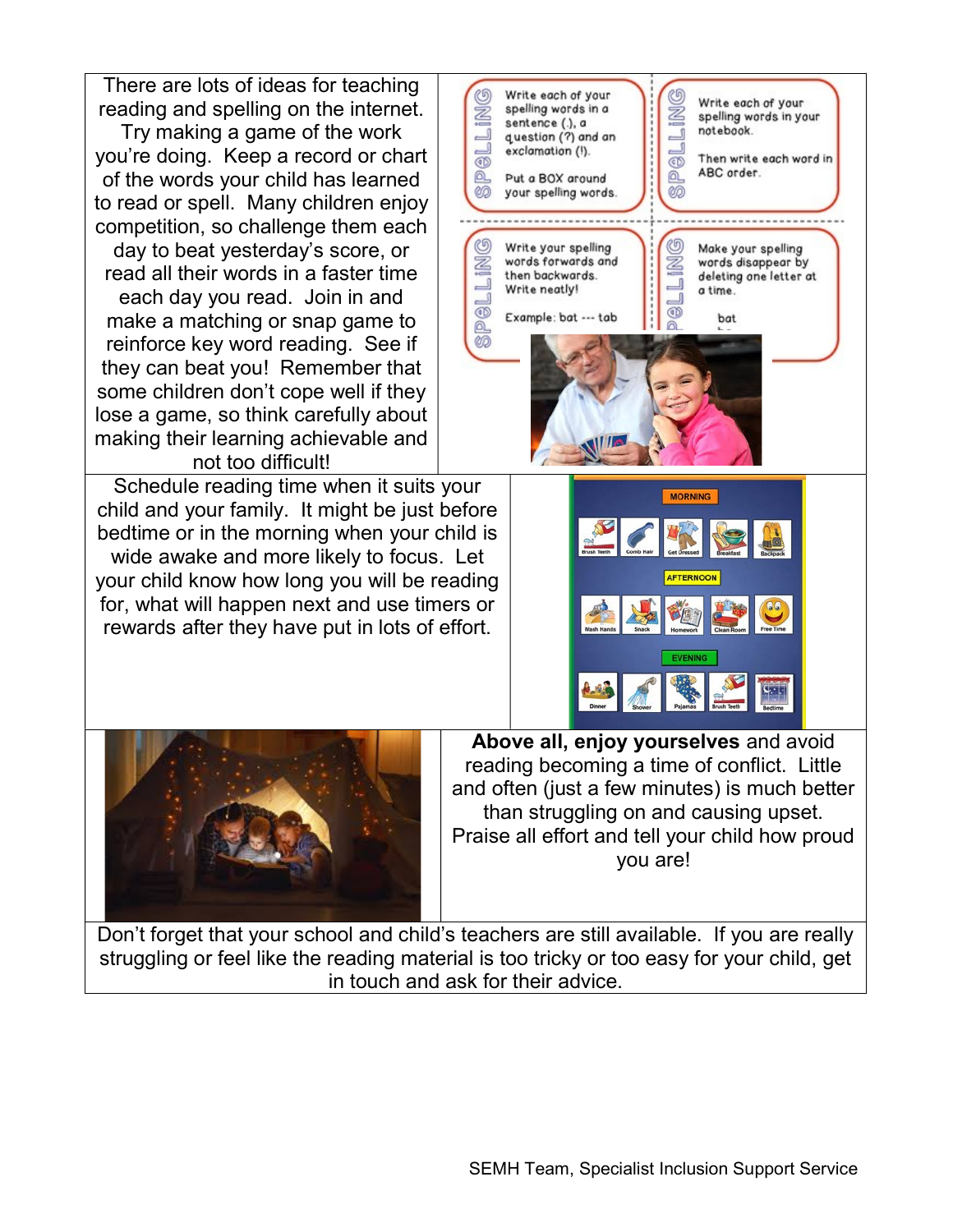There are lots of ideas for teaching reading and spelling on the internet. Try making a game of the work you're doing. Keep a record or chart of the words your child has learned to read or spell. Many children enjoy competition, so challenge them each day to beat yesterday's score, or read all their words in a faster time each day you read. Join in and make a matching or snap game to reinforce key word reading. See if they can beat you! Remember that some children don't cope well if they lose a game, so think carefully about making their learning achievable and not too difficult!

Schedule reading time when it suits your child and your family. It might be just before bedtime or in the morning when your child is wide awake and more likely to focus. Let your child know how long you will be reading for, what will happen next and use timers or rewards after they have put in lots of effort.

**Above all, enjoy yourselves** and avoid reading becoming a time of conflict. Little and often (just a few minutes) is much better than struggling on and causing upset. Praise all effort and tell your child how proud you are!

Don't forget that your school and child's teachers are still available. If you are really struggling or feel like the reading material is too tricky or too easy for your child, get in touch and ask for their advice.

SEMH Team, Specialist Inclusion Support Service